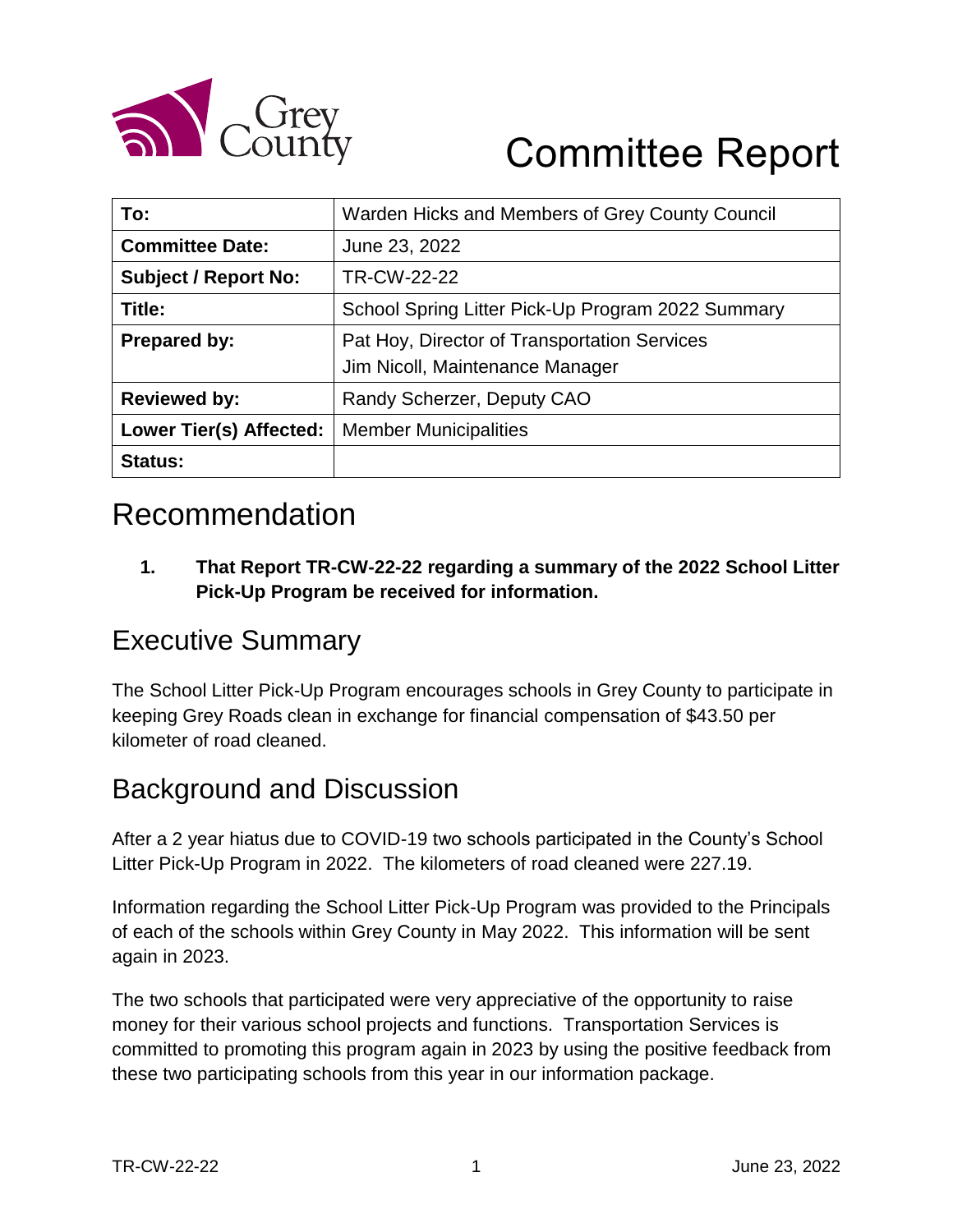Grey County

# Committee Report

| To: | Warden Hicks and Members of Grey County Council |
|---|---|
| **Committee Date:** | June 23, 2022 |
| **Subject / Report No:** | TR-CW-22-22 |
| **Title:** | School Spring Litter Pick-Up Program 2022 Summary |
| **Prepared by:** | Pat Hoy, Director of Transportation Services<br>Jim Nicoll, Maintenance Manager |
| **Reviewed by:** | Randy Scherzer, Deputy CAO |
| **Lower Tier(s) Affected:** | Member Municipalities |
| **Status:** | |

## Recommendation

1. **That Report TR-CW-22-22 regarding a summary of the 2022 School Litter Pick-Up Program be received for information.**

## Executive Summary

The School Litter Pick-Up Program encourages schools in Grey County to participate in keeping Grey Roads clean in exchange for financial compensation of $43.50 per kilometer of road cleaned.

## Background and Discussion

After a 2 year hiatus due to COVID-19 two schools participated in the County's School Litter Pick-Up Program in 2022. The kilometers of road cleaned were 227.19.

Information regarding the School Litter Pick-Up Program was provided to the Principals of each of the schools within Grey County in May 2022. This information will be sent again in 2023.

The two schools that participated were very appreciative of the opportunity to raise money for their various school projects and functions. Transportation Services is committed to promoting this program again in 2023 by using the positive feedback from these two participating schools from this year in our information package.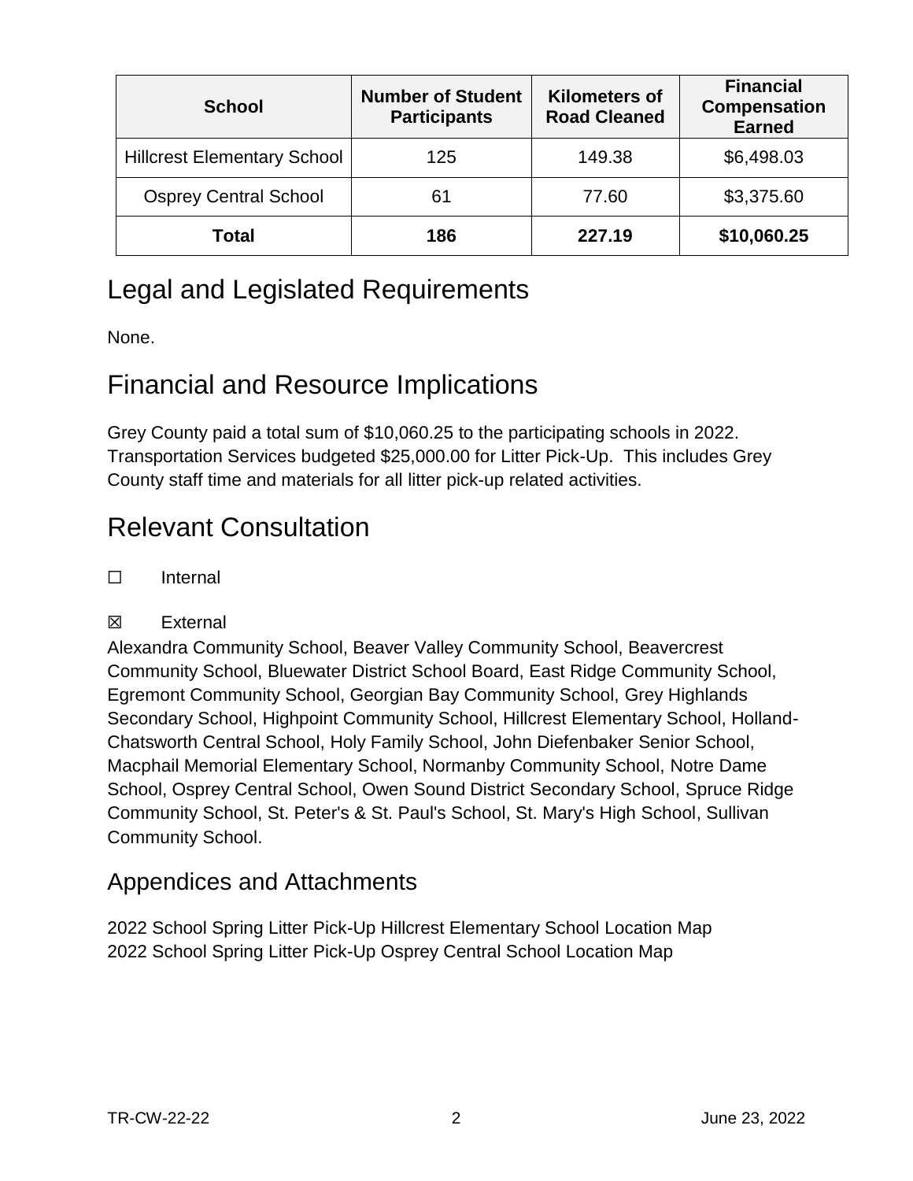| School | Number of Student Participants | Kilometers of Road Cleaned | Financial Compensation Earned |
|---|---|---|---|
| Hillcrest Elementary School | 125 | 149.38 | $6,498.03 |
| Osprey Central School | 61 | 77.60 | $3,375.60 |
| **Total** | **186** | **227.19** | **$10,060.25** |

# Legal and Legislated Requirements

None.

# Financial and Resource Implications

Grey County paid a total sum of $10,060.25 to the participating schools in 2022. Transportation Services budgeted $25,000.00 for Litter Pick-Up. This includes Grey County staff time and materials for all litter pick-up related activities.

# Relevant Consultation

☐ Internal

☒ External

Alexandra Community School, Beaver Valley Community School, Beavercrest Community School, Bluewater District School Board, East Ridge Community School, Egremont Community School, Georgian Bay Community School, Grey Highlands Secondary School, Highpoint Community School, Hillcrest Elementary School, Holland-Chatsworth Central School, Holy Family School, John Diefenbaker Senior School, Macphail Memorial Elementary School, Normanby Community School, Notre Dame School, Osprey Central School, Owen Sound District Secondary School, Spruce Ridge Community School, St. Peter's & St. Paul's School, St. Mary's High School, Sullivan Community School.

## Appendices and Attachments

2022 School Spring Litter Pick-Up Hillcrest Elementary School Location Map
2022 School Spring Litter Pick-Up Osprey Central School Location Map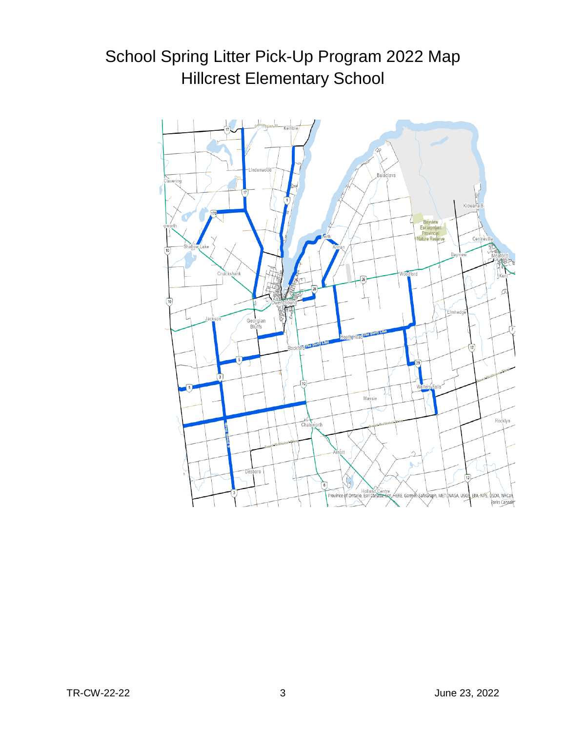# School Spring Litter Pick-Up Program 2022 Map
## Hillcrest Elementary School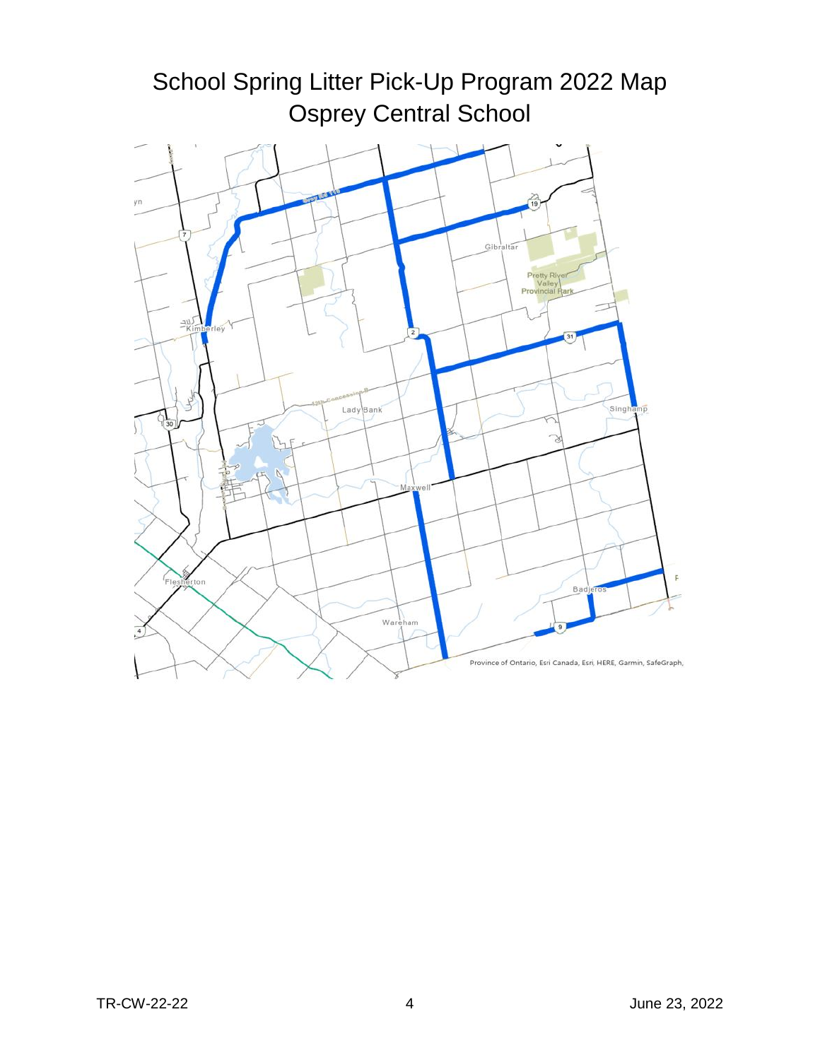# School Spring Litter Pick-Up Program 2022 Map

## Osprey Central School

Kimberley
Gibraltar
Pretty River Valley Provincial Park
Lady Bank
Singhamp
Maxwell
Flesherton
Wareham
Badjeros
7
19
2
31
30
4
9

Province of Ontario, Esri Canada, Esri, HERE, Garmin, SafeGraph,